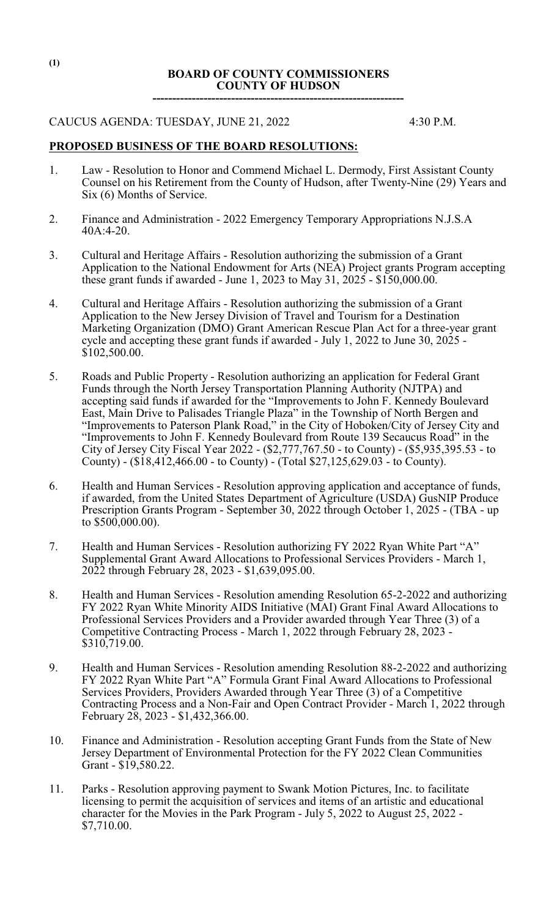(1)

**BOARD OF COUNTY COMMISSIONERS**
**COUNTY OF HUDSON**

---

CAUCUS AGENDA: TUESDAY, JUNE 21, 2022 4:30 P.M.

**PROPOSED BUSINESS OF THE BOARD RESOLUTIONS:**

1. Law - Resolution to Honor and Commend Michael L. Dermody, First Assistant County Counsel on his Retirement from the County of Hudson, after Twenty-Nine (29) Years and Six (6) Months of Service.

2. Finance and Administration - 2022 Emergency Temporary Appropriations N.J.S.A 40A:4-20.

3. Cultural and Heritage Affairs - Resolution authorizing the submission of a Grant Application to the National Endowment for Arts (NEA) Project grants Program accepting these grant funds if awarded - June 1, 2023 to May 31, 2025 - $150,000.00.

4. Cultural and Heritage Affairs - Resolution authorizing the submission of a Grant Application to the New Jersey Division of Travel and Tourism for a Destination Marketing Organization (DMO) Grant American Rescue Plan Act for a three-year grant cycle and accepting these grant funds if awarded - July 1, 2022 to June 30, 2025 - $102,500.00.

5. Roads and Public Property - Resolution authorizing an application for Federal Grant Funds through the North Jersey Transportation Planning Authority (NJTPA) and accepting said funds if awarded for the "Improvements to John F. Kennedy Boulevard East, Main Drive to Palisades Triangle Plaza" in the Township of North Bergen and "Improvements to Paterson Plank Road," in the City of Hoboken/City of Jersey City and "Improvements to John F. Kennedy Boulevard from Route 139 Secaucus Road" in the City of Jersey City Fiscal Year 2022 - ($2,777,767.50 - to County) - ($5,935,395.53 - to County) - ($18,412,466.00 - to County) - (Total $27,125,629.03 - to County).

6. Health and Human Services - Resolution approving application and acceptance of funds, if awarded, from the United States Department of Agriculture (USDA) GusNIP Produce Prescription Grants Program - September 30, 2022 through October 1, 2025 - (TBA - up to $500,000.00).

7. Health and Human Services - Resolution authorizing FY 2022 Ryan White Part "A" Supplemental Grant Award Allocations to Professional Services Providers - March 1, 2022 through February 28, 2023 - $1,639,095.00.

8. Health and Human Services - Resolution amending Resolution 65-2-2022 and authorizing FY 2022 Ryan White Minority AIDS Initiative (MAI) Grant Final Award Allocations to Professional Services Providers and a Provider awarded through Year Three (3) of a Competitive Contracting Process - March 1, 2022 through February 28, 2023 - $310,719.00.

9. Health and Human Services - Resolution amending Resolution 88-2-2022 and authorizing FY 2022 Ryan White Part "A" Formula Grant Final Award Allocations to Professional Services Providers, Providers Awarded through Year Three (3) of a Competitive Contracting Process and a Non-Fair and Open Contract Provider - March 1, 2022 through February 28, 2023 - $1,432,366.00.

10. Finance and Administration - Resolution accepting Grant Funds from the State of New Jersey Department of Environmental Protection for the FY 2022 Clean Communities Grant - $19,580.22.

11. Parks - Resolution approving payment to Swank Motion Pictures, Inc. to facilitate licensing to permit the acquisition of services and items of an artistic and educational character for the Movies in the Park Program - July 5, 2022 to August 25, 2022 - $7,710.00.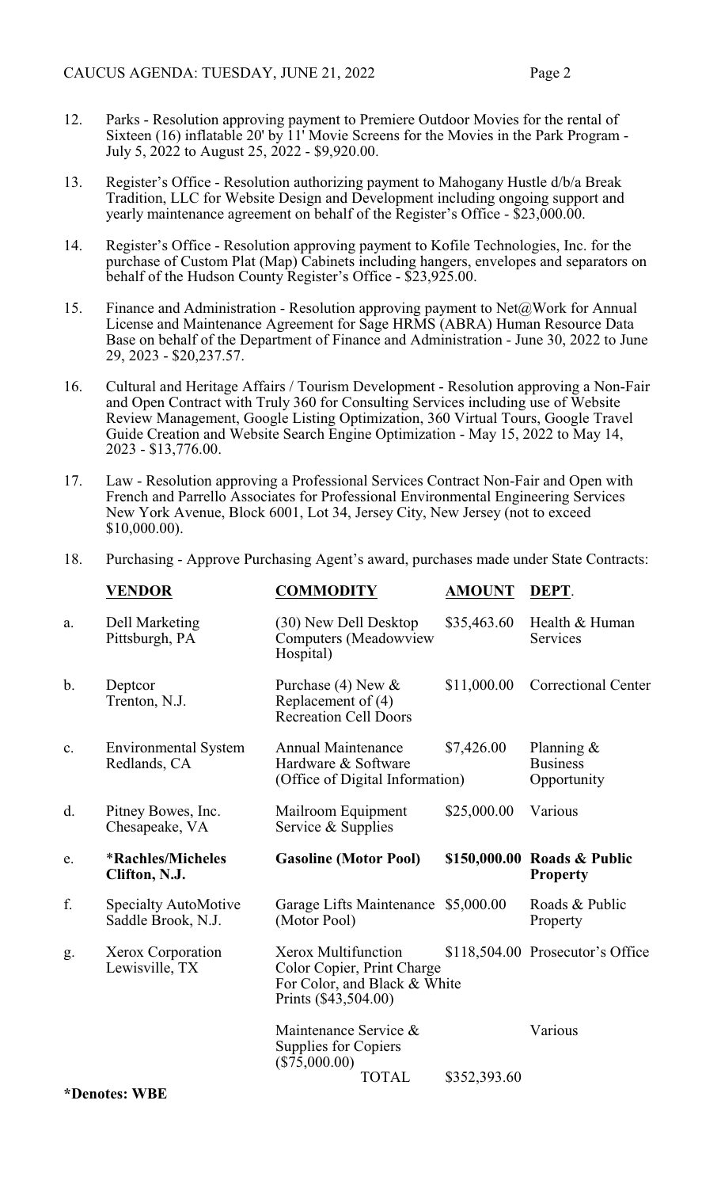12. Parks - Resolution approving payment to Premiere Outdoor Movies for the rental of Sixteen (16) inflatable 20' by 11' Movie Screens for the Movies in the Park Program - July 5, 2022 to August 25, 2022 - $9,920.00.

13. Register's Office - Resolution authorizing payment to Mahogany Hustle d/b/a Break Tradition, LLC for Website Design and Development including ongoing support and yearly maintenance agreement on behalf of the Register's Office - $23,000.00.

14. Register's Office - Resolution approving payment to Kofile Technologies, Inc. for the purchase of Custom Plat (Map) Cabinets including hangers, envelopes and separators on behalf of the Hudson County Register's Office - $23,925.00.

15. Finance and Administration - Resolution approving payment to Net@Work for Annual License and Maintenance Agreement for Sage HRMS (ABRA) Human Resource Data Base on behalf of the Department of Finance and Administration - June 30, 2022 to June 29, 2023 - $20,237.57.

16. Cultural and Heritage Affairs / Tourism Development - Resolution approving a Non-Fair and Open Contract with Truly 360 for Consulting Services including use of Website Review Management, Google Listing Optimization, 360 Virtual Tours, Google Travel Guide Creation and Website Search Engine Optimization - May 15, 2022 to May 14, 2023 - $13,776.00.

17. Law - Resolution approving a Professional Services Contract Non-Fair and Open with French and Parrello Associates for Professional Environmental Engineering Services New York Avenue, Block 6001, Lot 34, Jersey City, New Jersey (not to exceed $10,000.00).

18. Purchasing - Approve Purchasing Agent's award, purchases made under State Contracts:

| | **VENDOR** | **COMMODITY** | **AMOUNT** | **DEPT**. |
|---|---|---|---|---|
| a. | Dell Marketing Pittsburgh, PA | (30) New Dell Desktop Computers (Meadowview Hospital) | $35,463.60 | Health & Human Services |
| b. | Deptcor Trenton, N.J. | Purchase (4) New & Replacement of (4) Recreation Cell Doors | $11,000.00 | Correctional Center |
| c. | Environmental System Redlands, CA | Annual Maintenance Hardware & Software (Office of Digital Information) | $7,426.00 | Planning & Business Opportunity |
| d. | Pitney Bowes, Inc. Chesapeake, VA | Mailroom Equipment Service & Supplies | $25,000.00 | Various |
| e. | ***Rachles/Micheles Clifton, N.J.** | **Gasoline (Motor Pool)** | **$150,000.00** | **Roads & Public Property** |
| f. | Specialty AutoMotive Saddle Brook, N.J. | Garage Lifts Maintenance (Motor Pool) | $5,000.00 | Roads & Public Property |
| g. | Xerox Corporation Lewisville, TX | Xerox Multifunction Color Copier, Print Charge For Color, and Black & White Prints ($43,504.00) | $118,504.00 | Prosecutor's Office |
| | | Maintenance Service & Supplies for Copiers ($75,000.00) | | Various |
| | | TOTAL | $352,393.60 | |

**\*Denotes: WBE**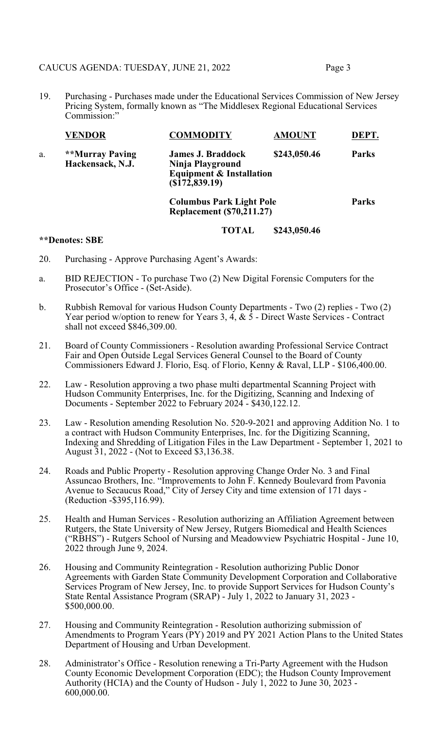19. Purchasing - Purchases made under the Educational Services Commission of New Jersey Pricing System, formally known as "The Middlesex Regional Educational Services Commission:"

| | VENDOR | COMMODITY | AMOUNT | DEPT. |
|---|---|---|---|---|
| a. | **\*\*Murray Paving Hackensack, N.J.** | **James J. Braddock Ninja Playground Equipment & Installation ($172,839.19)** | **$243,050.46** | **Parks** |
| | | **Columbus Park Light Pole Replacement ($70,211.27)** | | **Parks** |
| | | **TOTAL** | **$243,050.46** | |

**\*\*Denotes: SBE**

20. Purchasing - Approve Purchasing Agent's Awards:

a. BID REJECTION - To purchase Two (2) New Digital Forensic Computers for the Prosecutor's Office - (Set-Aside).

b. Rubbish Removal for various Hudson County Departments - Two (2) replies - Two (2) Year period w/option to renew for Years 3, 4, & 5 - Direct Waste Services - Contract shall not exceed $846,309.00.

21. Board of County Commissioners - Resolution awarding Professional Service Contract Fair and Open Outside Legal Services General Counsel to the Board of County Commissioners Edward J. Florio, Esq. of Florio, Kenny & Raval, LLP - $106,400.00.

22. Law - Resolution approving a two phase multi departmental Scanning Project with Hudson Community Enterprises, Inc. for the Digitizing, Scanning and Indexing of Documents - September 2022 to February 2024 - $430,122.12.

23. Law - Resolution amending Resolution No. 520-9-2021 and approving Addition No. 1 to a contract with Hudson Community Enterprises, Inc. for the Digitizing Scanning, Indexing and Shredding of Litigation Files in the Law Department - September 1, 2021 to August 31, 2022 - (Not to Exceed $3,136.38.

24. Roads and Public Property - Resolution approving Change Order No. 3 and Final Assuncao Brothers, Inc. "Improvements to John F. Kennedy Boulevard from Pavonia Avenue to Secaucus Road," City of Jersey City and time extension of 171 days - (Reduction -$395,116.99).

25. Health and Human Services - Resolution authorizing an Affiliation Agreement between Rutgers, the State University of New Jersey, Rutgers Biomedical and Health Sciences ("RBHS") - Rutgers School of Nursing and Meadowview Psychiatric Hospital - June 10, 2022 through June 9, 2024.

26. Housing and Community Reintegration - Resolution authorizing Public Donor Agreements with Garden State Community Development Corporation and Collaborative Services Program of New Jersey, Inc. to provide Support Services for Hudson County's State Rental Assistance Program (SRAP) - July 1, 2022 to January 31, 2023 - $500,000.00.

27. Housing and Community Reintegration - Resolution authorizing submission of Amendments to Program Years (PY) 2019 and PY 2021 Action Plans to the United States Department of Housing and Urban Development.

28. Administrator's Office - Resolution renewing a Tri-Party Agreement with the Hudson County Economic Development Corporation (EDC); the Hudson County Improvement Authority (HCIA) and the County of Hudson - July 1, 2022 to June 30, 2023 - 600,000.00.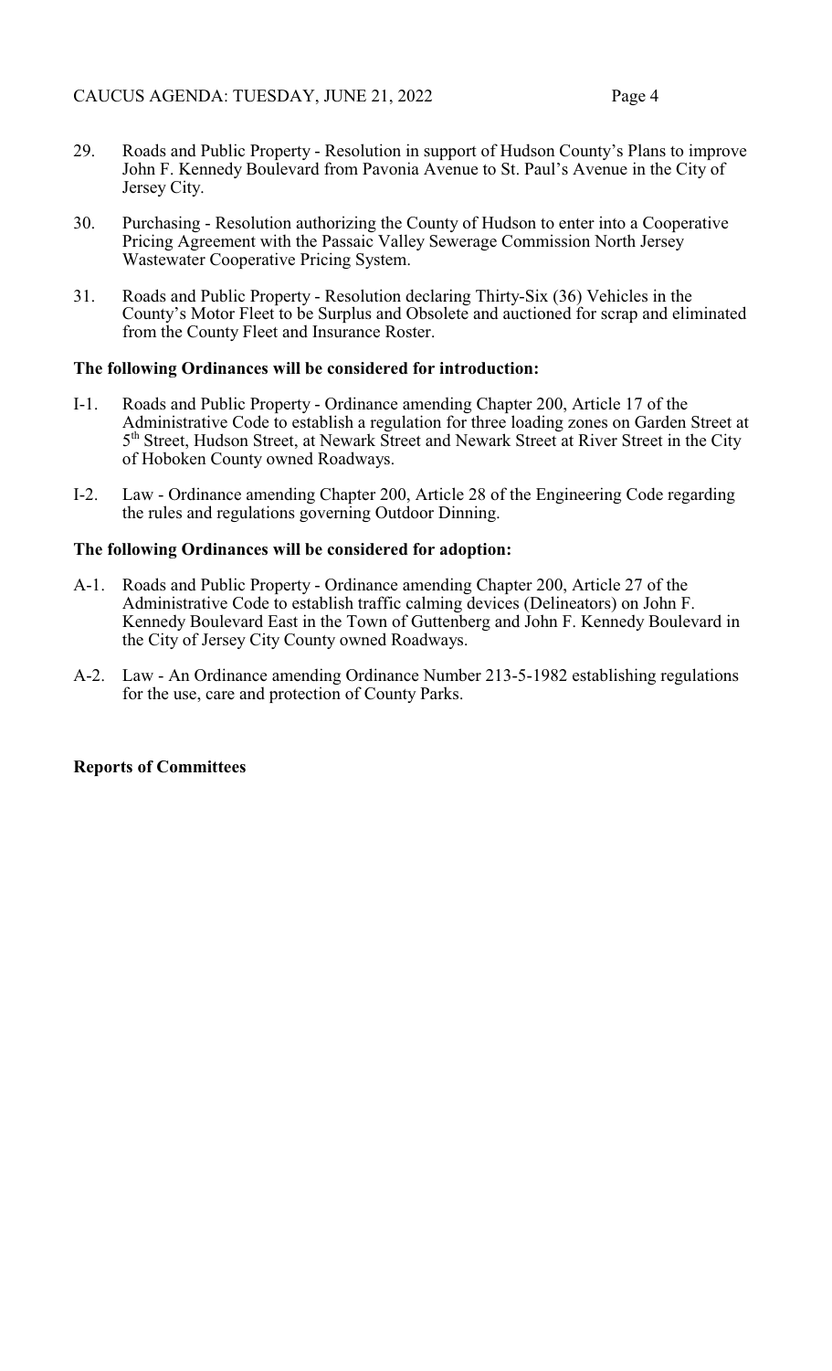29. Roads and Public Property - Resolution in support of Hudson County's Plans to improve John F. Kennedy Boulevard from Pavonia Avenue to St. Paul's Avenue in the City of Jersey City.

30. Purchasing - Resolution authorizing the County of Hudson to enter into a Cooperative Pricing Agreement with the Passaic Valley Sewerage Commission North Jersey Wastewater Cooperative Pricing System.

31. Roads and Public Property - Resolution declaring Thirty-Six (36) Vehicles in the County's Motor Fleet to be Surplus and Obsolete and auctioned for scrap and eliminated from the County Fleet and Insurance Roster.

**The following Ordinances will be considered for introduction:**

I-1. Roads and Public Property - Ordinance amending Chapter 200, Article 17 of the Administrative Code to establish a regulation for three loading zones on Garden Street at 5th Street, Hudson Street, at Newark Street and Newark Street at River Street in the City of Hoboken County owned Roadways.

I-2. Law - Ordinance amending Chapter 200, Article 28 of the Engineering Code regarding the rules and regulations governing Outdoor Dinning.

**The following Ordinances will be considered for adoption:**

A-1. Roads and Public Property - Ordinance amending Chapter 200, Article 27 of the Administrative Code to establish traffic calming devices (Delineators) on John F. Kennedy Boulevard East in the Town of Guttenberg and John F. Kennedy Boulevard in the City of Jersey City County owned Roadways.

A-2. Law - An Ordinance amending Ordinance Number 213-5-1982 establishing regulations for the use, care and protection of County Parks.

**Reports of Committees**